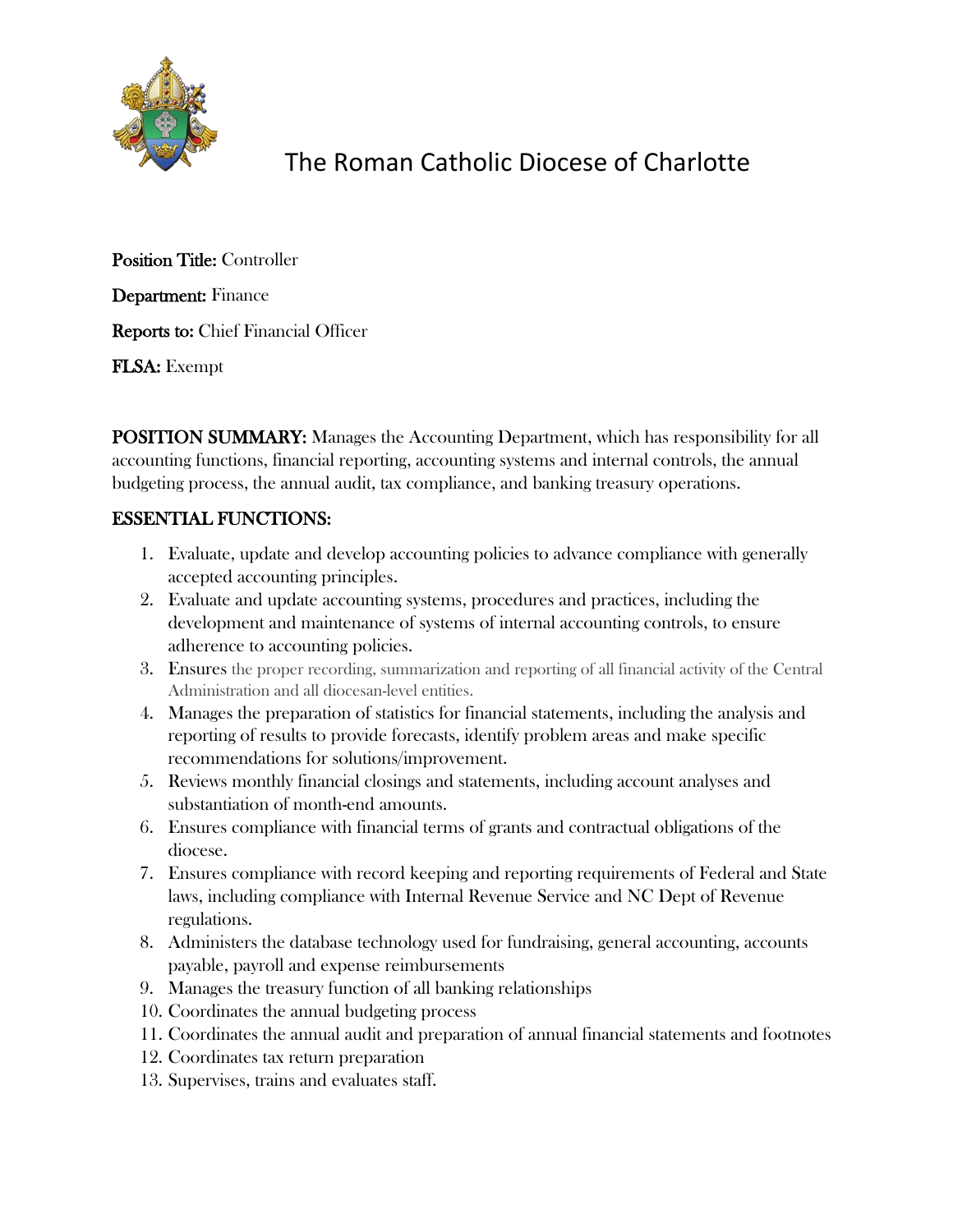# The Roman Catholic Diocese of Charlotte

**Position Title:** Controller

**Department:** Finance

**Reports to:** Chief Financial Officer

**FLSA:** Exempt

**POSITION SUMMARY:** Manages the Accounting Department, which has responsibility for all accounting functions, financial reporting, accounting systems and internal controls, the annual budgeting process, the annual audit, tax compliance, and banking treasury operations.

## ESSENTIAL FUNCTIONS:

1. Evaluate, update and develop accounting policies to advance compliance with generally accepted accounting principles.
2. Evaluate and update accounting systems, procedures and practices, including the development and maintenance of systems of internal accounting controls, to ensure adherence to accounting policies.
3. Ensures the proper recording, summarization and reporting of all financial activity of the Central Administration and all diocesan-level entities.
4. Manages the preparation of statistics for financial statements, including the analysis and reporting of results to provide forecasts, identify problem areas and make specific recommendations for solutions/improvement.
5. Reviews monthly financial closings and statements, including account analyses and substantiation of month-end amounts.
6. Ensures compliance with financial terms of grants and contractual obligations of the diocese.
7. Ensures compliance with record keeping and reporting requirements of Federal and State laws, including compliance with Internal Revenue Service and NC Dept of Revenue regulations.
8. Administers the database technology used for fundraising, general accounting, accounts payable, payroll and expense reimbursements
9. Manages the treasury function of all banking relationships
10. Coordinates the annual budgeting process
11. Coordinates the annual audit and preparation of annual financial statements and footnotes
12. Coordinates tax return preparation
13. Supervises, trains and evaluates staff.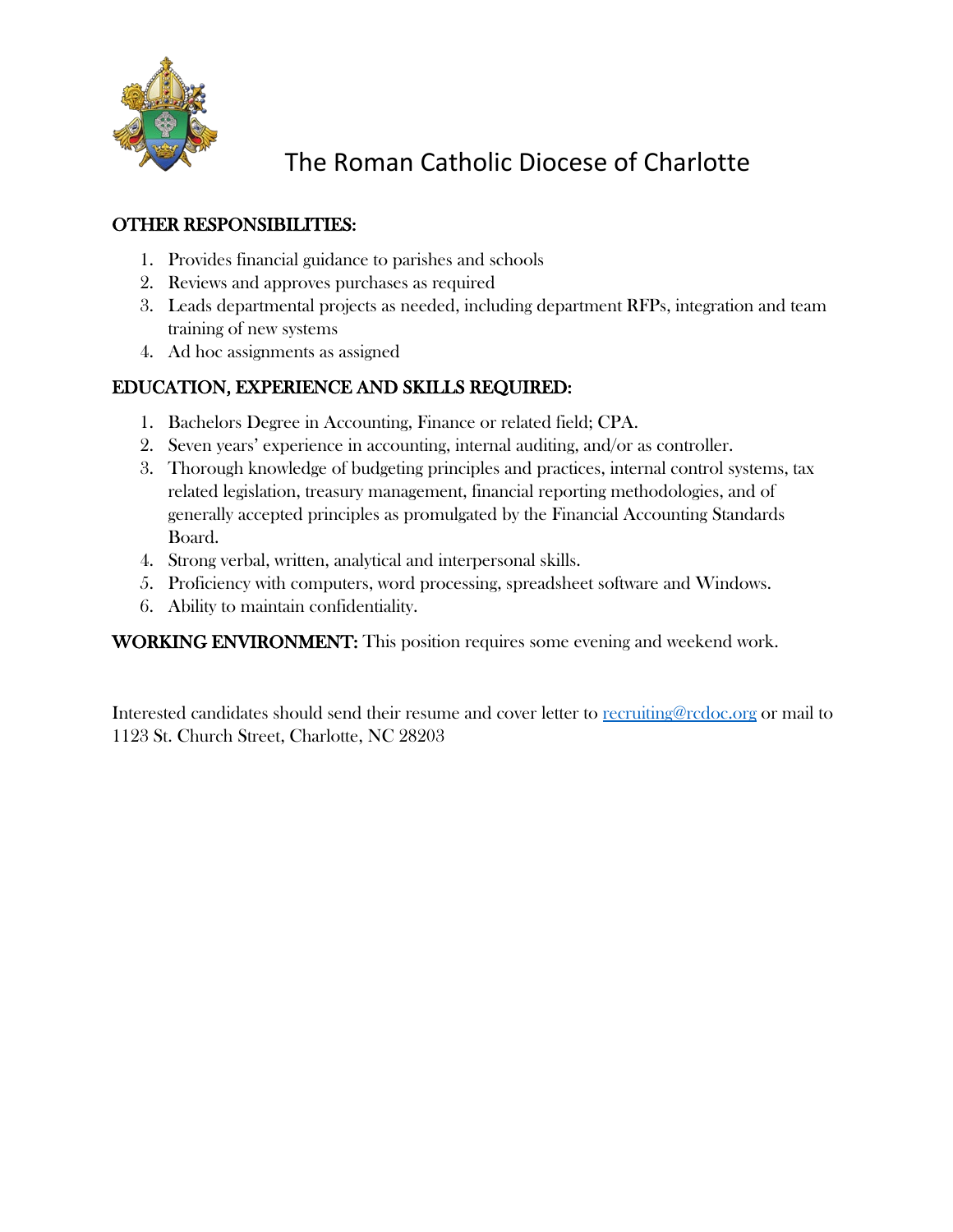# The Roman Catholic Diocese of Charlotte

## OTHER RESPONSIBILITIES:

1. Provides financial guidance to parishes and schools
2. Reviews and approves purchases as required
3. Leads departmental projects as needed, including department RFPs, integration and team training of new systems
4. Ad hoc assignments as assigned

## EDUCATION, EXPERIENCE AND SKILLS REQUIRED:

1. Bachelors Degree in Accounting, Finance or related field; CPA.
2. Seven years' experience in accounting, internal auditing, and/or as controller.
3. Thorough knowledge of budgeting principles and practices, internal control systems, tax related legislation, treasury management, financial reporting methodologies, and of generally accepted principles as promulgated by the Financial Accounting Standards Board.
4. Strong verbal, written, analytical and interpersonal skills.
5. Proficiency with computers, word processing, spreadsheet software and Windows.
6. Ability to maintain confidentiality.

**WORKING ENVIRONMENT:** This position requires some evening and weekend work.

Interested candidates should send their resume and cover letter to recruiting@rcdoc.org or mail to 1123 St. Church Street, Charlotte, NC 28203